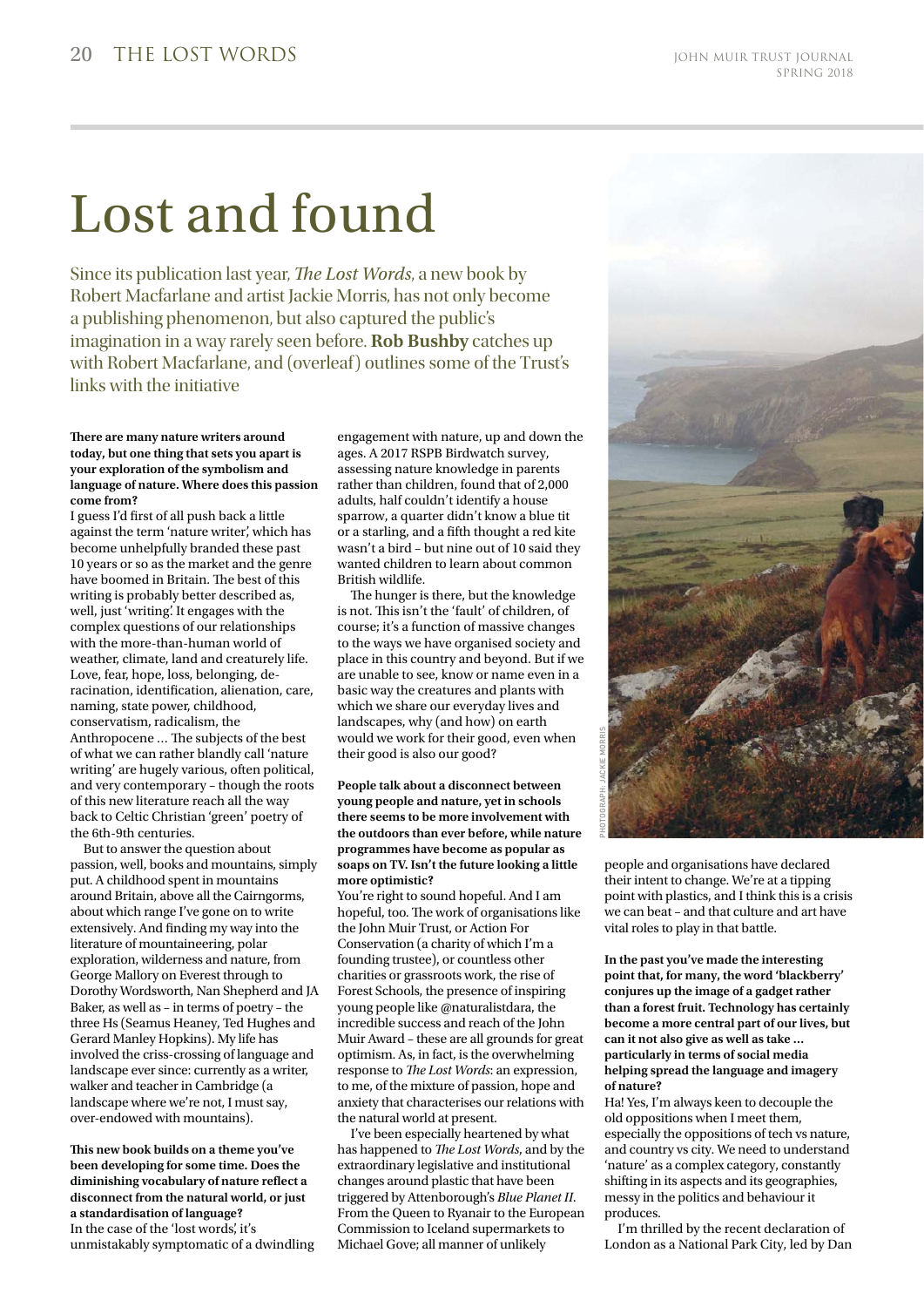# Lost and found

Since its publication last year, *The Lost Words*, a new book by Robert Macfarlane and artist Jackie Morris, has not only become a publishing phenomenon, but also captured the public's imagination in a way rarely seen before. **Rob Bushby** catches up with Robert Macfarlane, and (overleaf) outlines some of the Trust's links with the initiative

**There are many nature writers around today, but one thing that sets you apart is your exploration of the symbolism and language of nature. Where does this passion come from?**

I guess I'd first of all push back a little against the term 'nature writer', which has become unhelpfully branded these past 10 years or so as the market and the genre have boomed in Britain. The best of this writing is probably better described as, well, just 'writing'. It engages with the complex questions of our relationships with the more-than-human world of weather, climate, land and creaturely life. Love, fear, hope, loss, belonging, de-racination, identification, alienation, care, naming, state power, childhood, conservatism, radicalism, the Anthropocene … The subjects of the best of what we can rather blandly call 'nature writing' are hugely various, often political, and very contemporary – though the roots of this new literature reach all the way back to Celtic Christian 'green' poetry of the 6th-9th centuries.

But to answer the question about passion, well, books and mountains, simply put. A childhood spent in mountains around Britain, above all the Cairngorms, about which range I've gone on to write extensively. And finding my way into the literature of mountaineering, polar exploration, wilderness and nature, from George Mallory on Everest through to Dorothy Wordsworth, Nan Shepherd and JA Baker, as well as – in terms of poetry – the three Hs (Seamus Heaney, Ted Hughes and Gerard Manley Hopkins). My life has involved the criss-crossing of language and landscape ever since: currently as a writer, walker and teacher in Cambridge (a landscape where we're not, I must say, over-endowed with mountains).

**This new book builds on a theme you've been developing for some time. Does the diminishing vocabulary of nature reflect a disconnect from the natural world, or just a standardisation of language?**

In the case of the 'lost words', it's unmistakably symptomatic of a dwindling engagement with nature, up and down the ages. A 2017 RSPB Birdwatch survey, assessing nature knowledge in parents rather than children, found that of 2,000 adults, half couldn't identify a house sparrow, a quarter didn't know a blue tit or a starling, and a fifth thought a red kite wasn't a bird – but nine out of 10 said they wanted children to learn about common British wildlife.

The hunger is there, but the knowledge is not. This isn't the 'fault' of children, of course; it's a function of massive changes to the ways we have organised society and place in this country and beyond. But if we are unable to see, know or name even in a basic way the creatures and plants with which we share our everyday lives and landscapes, why (and how) on earth would we work for their good, even when their good is also our good?

**People talk about a disconnect between young people and nature, yet in schools there seems to be more involvement with the outdoors than ever before, while nature programmes have become as popular as soaps on TV. Isn't the future looking a little more optimistic?**

You're right to sound hopeful. And I am hopeful, too. The work of organisations like the John Muir Trust, or Action For Conservation (a charity of which I'm a founding trustee), or countless other charities or grassroots work, the rise of Forest Schools, the presence of inspiring young people like @naturalistdara, the incredible success and reach of the John Muir Award – these are all grounds for great optimism. As, in fact, is the overwhelming response to *The Lost Words*: an expression, to me, of the mixture of passion, hope and anxiety that characterises our relations with the natural world at present.

I've been especially heartened by what has happened to *The Lost Words*, and by the extraordinary legislative and institutional changes around plastic that have been triggered by Attenborough's *Blue Planet II*. From the Queen to Ryanair to the European Commission to Iceland supermarkets to Michael Gove; all manner of unlikely people and organisations have declared their intent to change. We're at a tipping point with plastics, and I think this is a crisis we can beat – and that culture and art have vital roles to play in that battle.

PHOTOGRAPH: JACKIE MORRIS

**In the past you've made the interesting point that, for many, the word 'blackberry' conjures up the image of a gadget rather than a forest fruit. Technology has certainly become a more central part of our lives, but can it not also give as well as take … particularly in terms of social media helping spread the language and imagery of nature?**

Ha! Yes, I'm always keen to decouple the old oppositions when I meet them, especially the oppositions of tech vs nature, and country vs city. We need to understand 'nature' as a complex category, constantly shifting in its aspects and its geographies, messy in the politics and behaviour it produces.

I'm thrilled by the recent declaration of London as a National Park City, led by Dan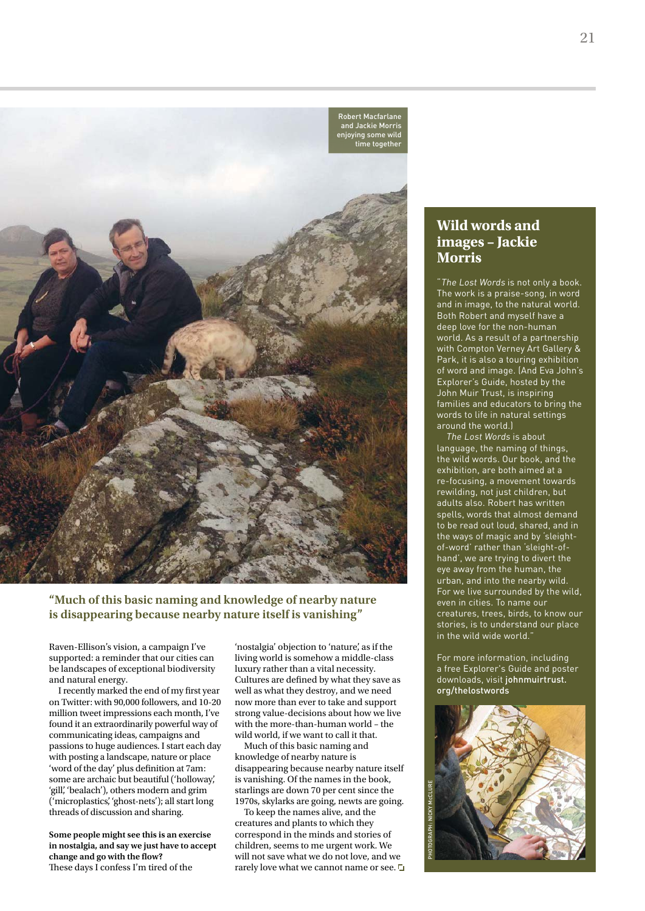Robert Macfarlane and Jackie Morris enjoying some wild time together

**"Much of this basic naming and knowledge of nearby nature is disappearing because nearby nature itself is vanishing"**

Raven-Ellison's vision, a campaign I've supported: a reminder that our cities can be landscapes of exceptional biodiversity and natural energy.

I recently marked the end of my first year on Twitter: with 90,000 followers, and 10-20 million tweet impressions each month, I've found it an extraordinarily powerful way of communicating ideas, campaigns and passions to huge audiences. I start each day with posting a landscape, nature or place 'word of the day' plus definition at 7am: some are archaic but beautiful ('holloway', 'gill', 'bealach'), others modern and grim ('microplastics', 'ghost-nets'); all start long threads of discussion and sharing.

**Some people might see this is an exercise in nostalgia, and say we just have to accept change and go with the flow?**

These days I confess I'm tired of the 'nostalgia' objection to 'nature', as if the living world is somehow a middle-class luxury rather than a vital necessity. Cultures are defined by what they save as well as what they destroy, and we need now more than ever to take and support strong value-decisions about how we live with the more-than-human world – the wild world, if we want to call it that.

Much of this basic naming and knowledge of nearby nature is disappearing because nearby nature itself is vanishing. Of the names in the book, starlings are down 70 per cent since the 1970s, skylarks are going, newts are going.

To keep the names alive, and the creatures and plants to which they correspond in the minds and stories of children, seems to me urgent work. We will not save what we do not love, and we rarely love what we cannot name or see.

## Wild words and images – Jackie Morris

"*The Lost Words* is not only a book. The work is a praise-song, in word and in image, to the natural world. Both Robert and myself have a deep love for the non-human world. As a result of a partnership with Compton Verney Art Gallery & Park, it is also a touring exhibition of word and image. (And Eva John's Explorer's Guide, hosted by the John Muir Trust, is inspiring families and educators to bring the words to life in natural settings around the world.)

*The Lost Words* is about language, the naming of things, the wild words. Our book, and the exhibition, are both aimed at a re-focusing, a movement towards rewilding, not just children, but adults also. Robert has written spells, words that almost demand to be read out loud, shared, and in the ways of magic and by 'sleight-of-word' rather than 'sleight-of-hand', we are trying to divert the eye away from the human, the urban, and into the nearby wild. For we live surrounded by the wild, even in cities. To name our creatures, trees, birds, to know our stories, is to understand our place in the wild wide world."

For more information, including a free Explorer's Guide and poster downloads, visit **johnmuirtrust.org/thelostwords**

PHOTOGRAPH: NICKY McCLURE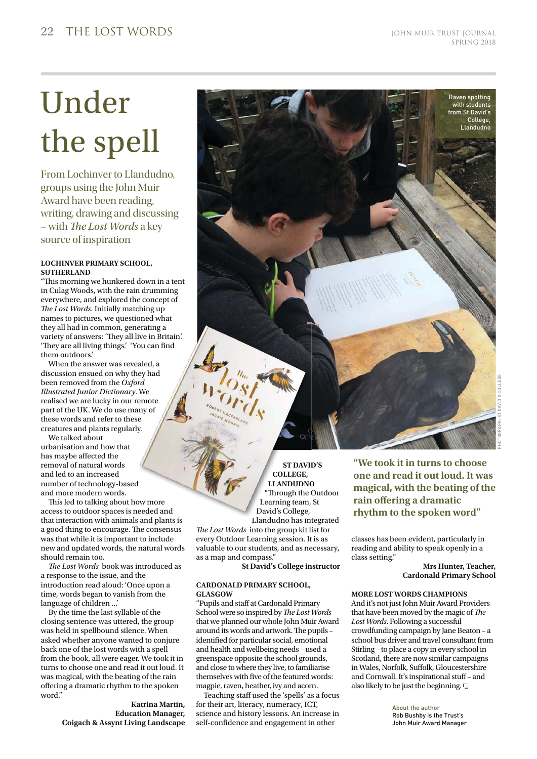# Under the spell

From Lochinver to Llandudno, groups using the John Muir Award have been reading, writing, drawing and discussing – with *The Lost Words* a key source of inspiration

**LOCHINVER PRIMARY SCHOOL, SUTHERLAND**

"This morning we hunkered down in a tent in Culag Woods, with the rain drumming everywhere, and explored the concept of *The Lost Words*. Initially matching up names to pictures, we questioned what they all had in common, generating a variety of answers: 'They all live in Britain.' 'They are all living things.' 'You can find them outdoors.'

When the answer was revealed, a discussion ensued on why they had been removed from the *Oxford Illustrated Junior Dictionary*. We realised we are lucky in our remote part of the UK. We do use many of these words and refer to these creatures and plants regularly.

We talked about urbanisation and how that has maybe affected the removal of natural words and led to an increased number of technology-based and more modern words.

This led to talking about how more access to outdoor spaces is needed and that interaction with animals and plants is a good thing to encourage. The consensus was that while it is important to include new and updated words, the natural words should remain too.

*The Lost Words* book was introduced as a response to the issue, and the introduction read aloud: 'Once upon a time, words began to vanish from the language of children ...'

By the time the last syllable of the closing sentence was uttered, the group was held in spellbound silence. When asked whether anyone wanted to conjure back one of the lost words with a spell from the book, all were eager. We took it in turns to choose one and read it out loud. It was magical, with the beating of the rain offering a dramatic rhythm to the spoken word."

**Katrina Martin, Education Manager, Coigach & Assynt Living Landscape**

Raven spotting with students from St David's College, Llandudno

PHOTOGRAPH: ST DAVID'S COLLEGE

**ST DAVID'S COLLEGE, LLANDUDNO**

"Through the Outdoor Learning team, St David's College, Llandudno has integrated *The Lost Words* into the group kit list for every Outdoor Learning session. It is as valuable to our students, and as necessary, as a map and compass."

**St David's College instructor**

**CARDONALD PRIMARY SCHOOL, GLASGOW**

"Pupils and staff at Cardonald Primary School were so inspired by *The Lost Words* that we planned our whole John Muir Award around its words and artwork. The pupils – identified for particular social, emotional and health and wellbeing needs – used a greenspace opposite the school grounds, and close to where they live, to familiarise themselves with five of the featured words: magpie, raven, heather, ivy and acorn.

Teaching staff used the 'spells' as a focus for their art, literacy, numeracy, ICT, science and history lessons. An increase in self-confidence and engagement in other classes has been evident, particularly in reading and ability to speak openly in a class setting."

**Mrs Hunter, Teacher, Cardonald Primary School**

> **"We took it in turns to choose one and read it out loud. It was magical, with the beating of the rain offering a dramatic rhythm to the spoken word"**

**MORE LOST WORDS CHAMPIONS**

And it's not just John Muir Award Providers that have been moved by the magic of *The Lost Words*. Following a successful crowdfunding campaign by Jane Beaton – a school bus driver and travel consultant from Stirling – to place a copy in every school in Scotland, there are now similar campaigns in Wales, Norfolk, Suffolk, Gloucestershire and Cornwall. It's inspirational stuff – and also likely to be just the beginning.

About the author
Rob Bushby is the Trust's John Muir Award Manager